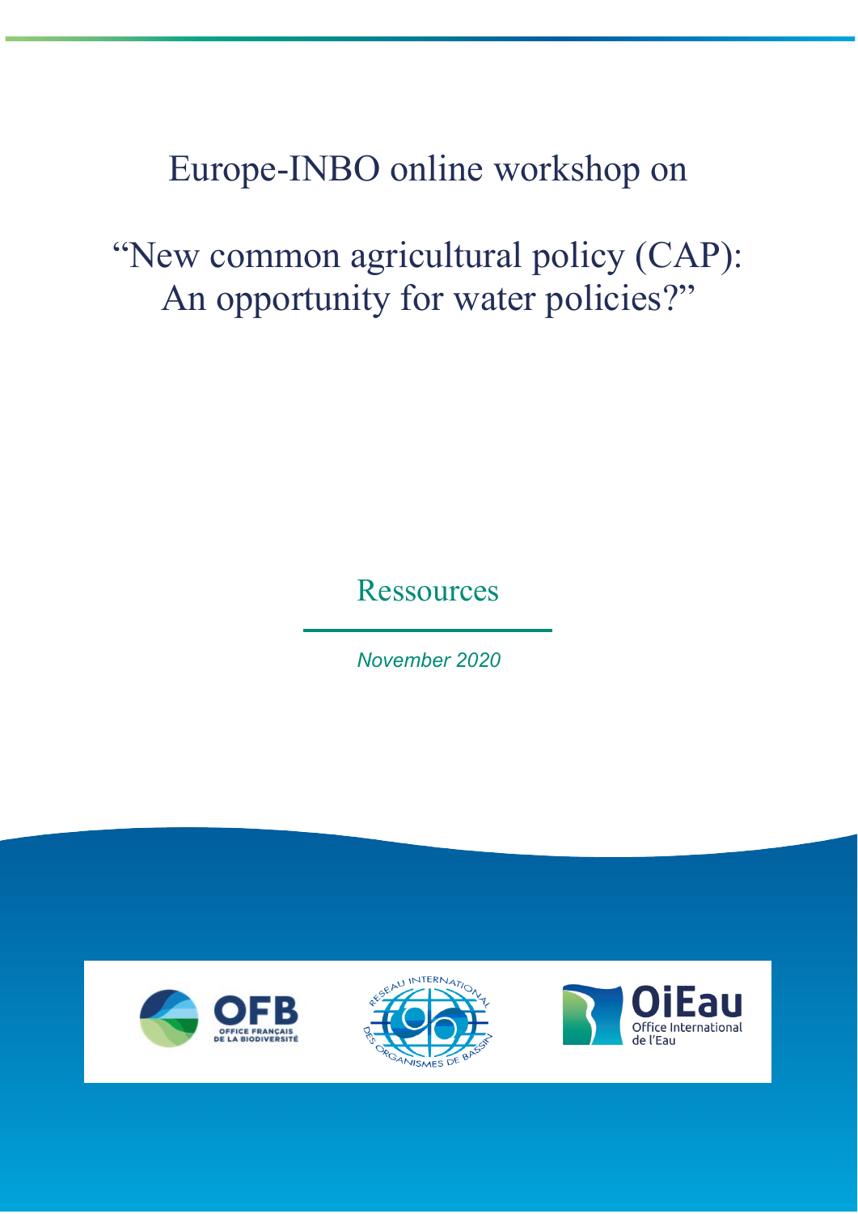# Europe-INBO online workshop on

# "New common agricultural policy (CAP): An opportunity for water policies?"

## Ressources

*November 2020*

OFB
OFFICE FRANÇAIS DE LA BIODIVERSITÉ

RÉSEAU INTERNATIONAL DES ORGANISMES DE BASSIN

OiEau
Office International de l'Eau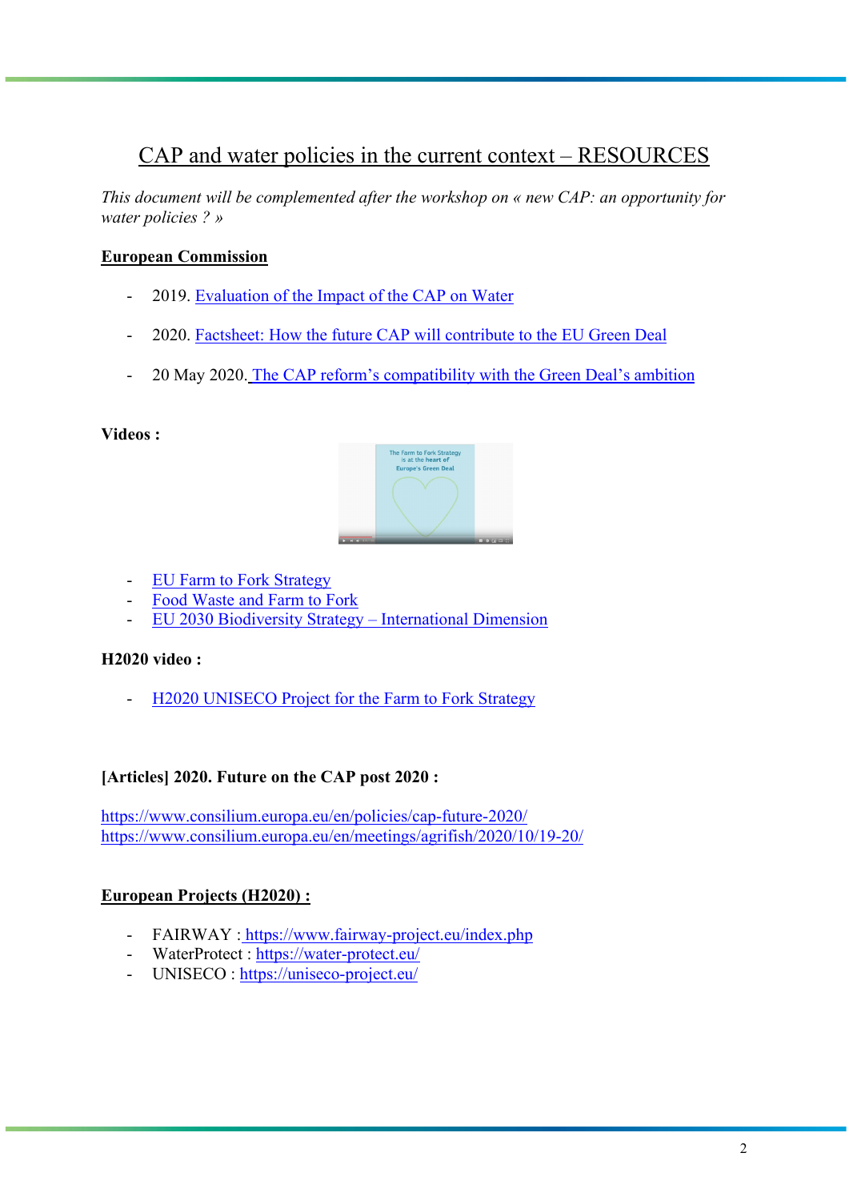# CAP and water policies in the current context – RESOURCES

*This document will be complemented after the workshop on « new CAP: an opportunity for water policies ? »*

**European Commission**

- 2019. Evaluation of the Impact of the CAP on Water
- 2020. Factsheet: How the future CAP will contribute to the EU Green Deal
- 20 May 2020. The CAP reform's compatibility with the Green Deal's ambition

**Videos :**

- EU Farm to Fork Strategy
- Food Waste and Farm to Fork
- EU 2030 Biodiversity Strategy – International Dimension

**H2020 video :**

- H2020 UNISECO Project for the Farm to Fork Strategy

**[Articles] 2020. Future on the CAP post 2020 :**

https://www.consilium.europa.eu/en/policies/cap-future-2020/
https://www.consilium.europa.eu/en/meetings/agrifish/2020/10/19-20/

**European Projects (H2020) :**

- FAIRWAY : https://www.fairway-project.eu/index.php
- WaterProtect : https://water-protect.eu/
- UNISECO : https://uniseco-project.eu/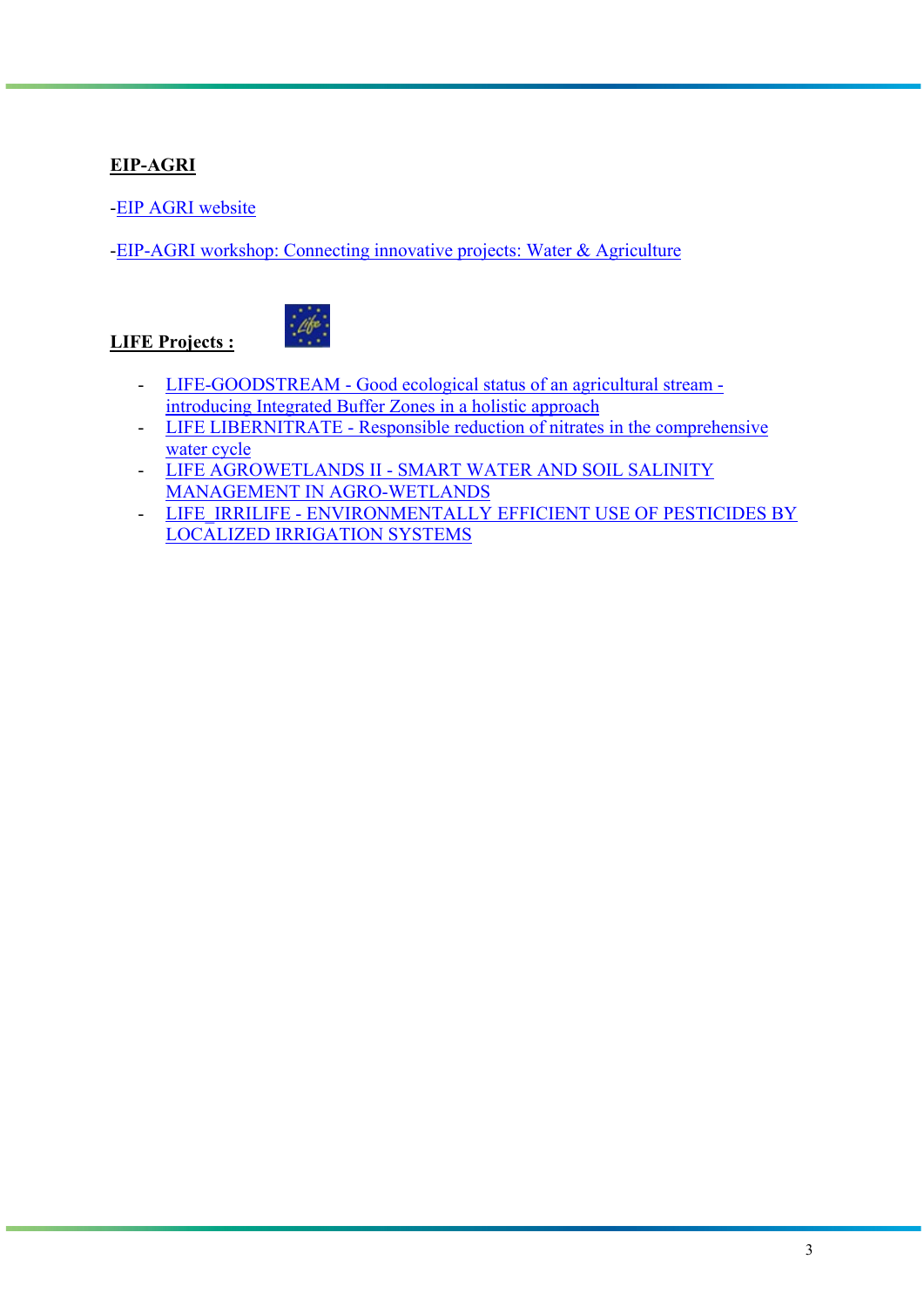**EIP-AGRI**

-EIP AGRI website

-EIP-AGRI workshop: Connecting innovative projects: Water & Agriculture

**LIFE Projects :**

- LIFE-GOODSTREAM - Good ecological status of an agricultural stream - introducing Integrated Buffer Zones in a holistic approach
- LIFE LIBERNITRATE - Responsible reduction of nitrates in the comprehensive water cycle
- LIFE AGROWETLANDS II - SMART WATER AND SOIL SALINITY MANAGEMENT IN AGRO-WETLANDS
- LIFE_IRRILIFE - ENVIRONMENTALLY EFFICIENT USE OF PESTICIDES BY LOCALIZED IRRIGATION SYSTEMS